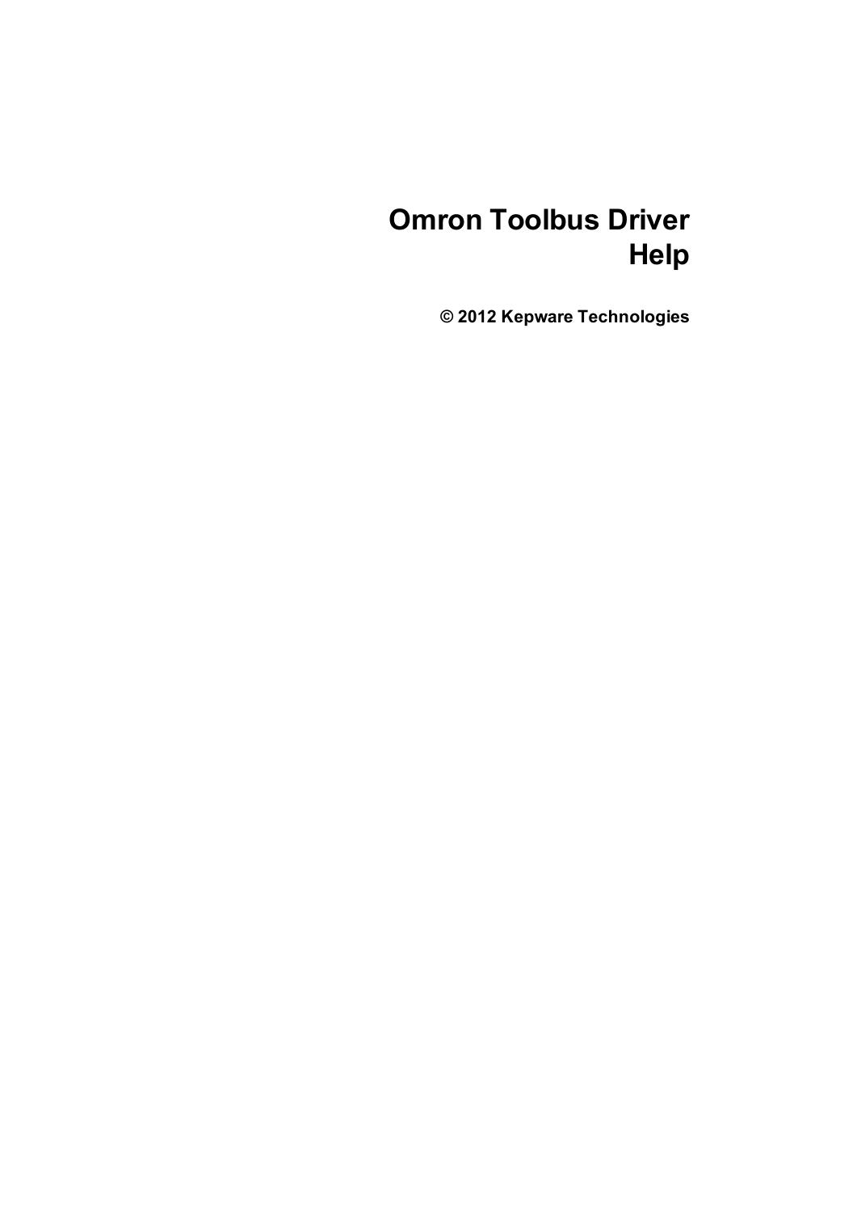# Omron Toolbus Driver Help

**© 2012 Kepware Technologies**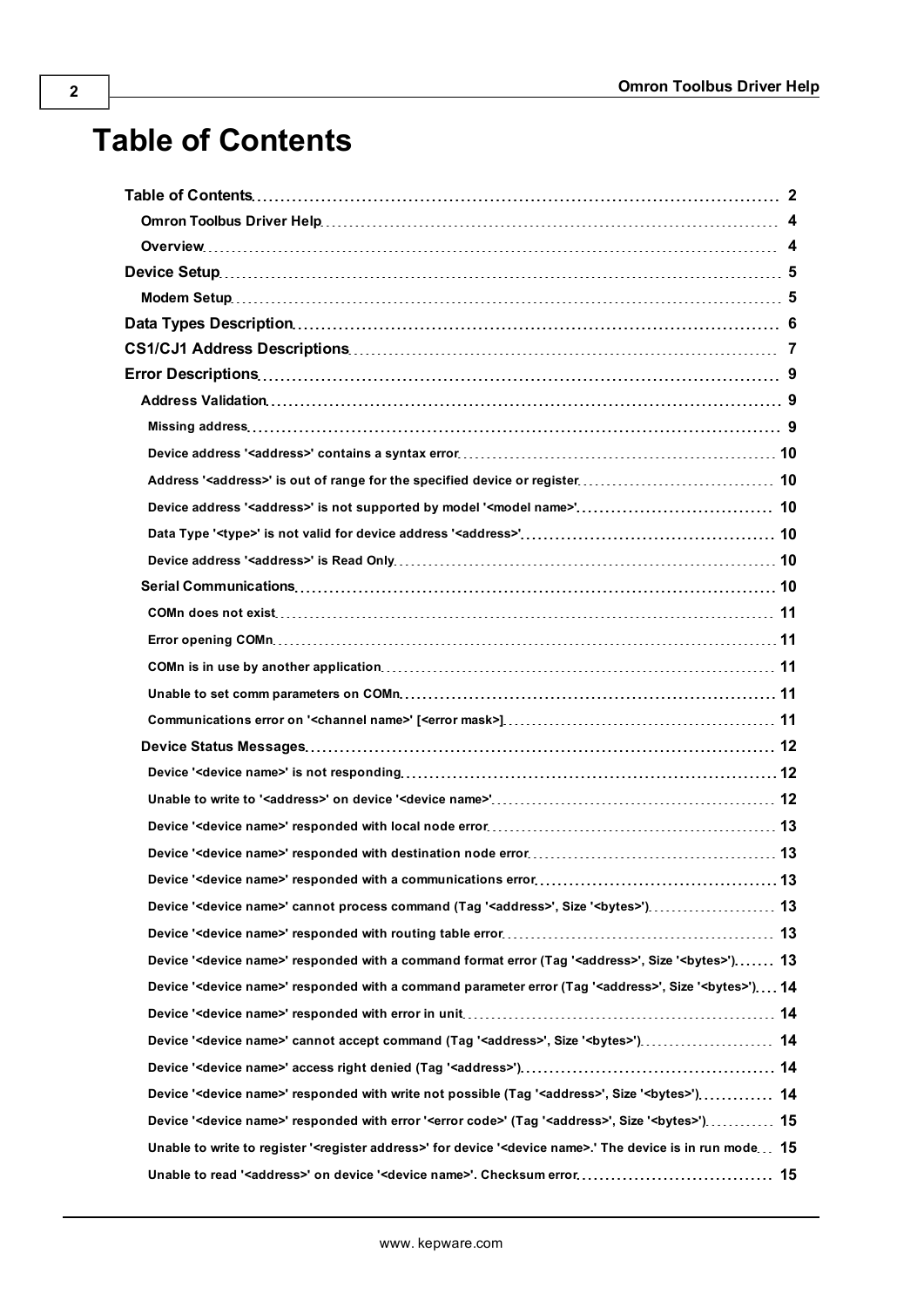# Table of Contents

- **Table of Contents** ..... 2
  - **Omron Toolbus Driver Help** ..... 4
  - **Overview** ..... 4
- **Device Setup** ..... 5
  - **Modem Setup** ..... 5
- **Data Types Description** ..... 6
- **CS1/CJ1 Address Descriptions** ..... 7
- **Error Descriptions** ..... 9
  - **Address Validation** ..... 9
    - Missing address ..... 9
    - Device address '<address>' contains a syntax error ..... 10
    - Address '<address>' is out of range for the specified device or register ..... 10
    - Device address '<address>' is not supported by model '<model name>' ..... 10
    - Data Type '<type>' is not valid for device address '<address>' ..... 10
    - Device address '<address>' is Read Only ..... 10
  - **Serial Communications** ..... 10
    - COMn does not exist ..... 11
    - Error opening COMn ..... 11
    - COMn is in use by another application ..... 11
    - Unable to set comm parameters on COMn ..... 11
    - Communications error on '<channel name>' [<error mask>] ..... 11
  - **Device Status Messages** ..... 12
    - Device '<device name>' is not responding ..... 12
    - Unable to write to '<address>' on device '<device name>' ..... 12
    - Device '<device name>' responded with local node error ..... 13
    - Device '<device name>' responded with destination node error ..... 13
    - Device '<device name>' responded with a communications error ..... 13
    - Device '<device name>' cannot process command (Tag '<address>', Size '<bytes>') ..... 13
    - Device '<device name>' responded with routing table error ..... 13
    - Device '<device name>' responded with a command format error (Tag '<address>', Size '<bytes>') ..... 13
    - Device '<device name>' responded with a command parameter error (Tag '<address>', Size '<bytes>') ..... 14
    - Device '<device name>' responded with error in unit ..... 14
    - Device '<device name>' cannot accept command (Tag '<address>', Size '<bytes>') ..... 14
    - Device '<device name>' access right denied (Tag '<address>') ..... 14
    - Device '<device name>' responded with write not possible (Tag '<address>', Size '<bytes>') ..... 14
    - Device '<device name>' responded with error '<error code>' (Tag '<address>', Size '<bytes>') ..... 15
    - Unable to write to register '<register address>' for device '<device name>.' The device is in run mode ..... 15
    - Unable to read '<address>' on device '<device name>'. Checksum error ..... 15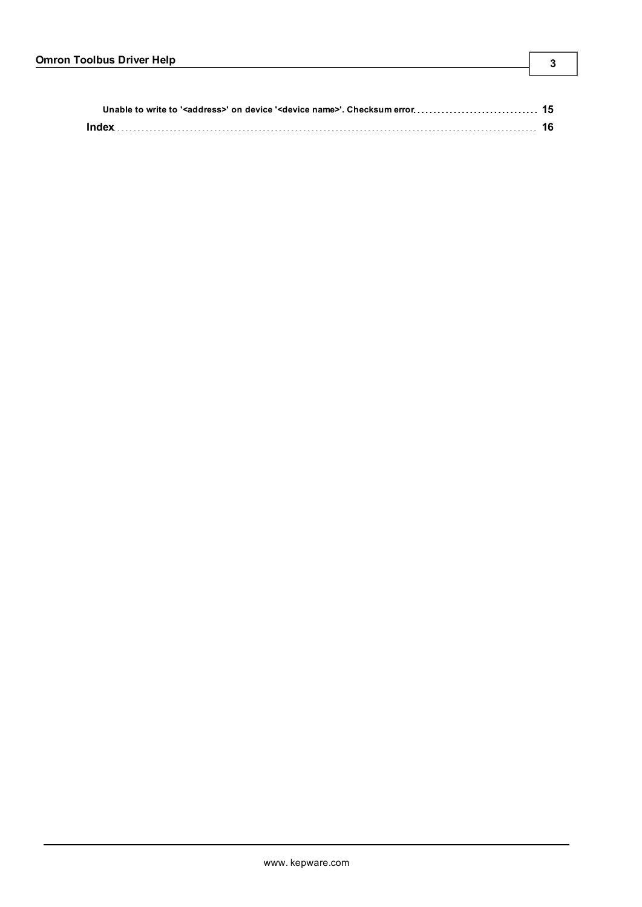Unable to write to '<address>' on device '<device name>'. Checksum error 15

Index 16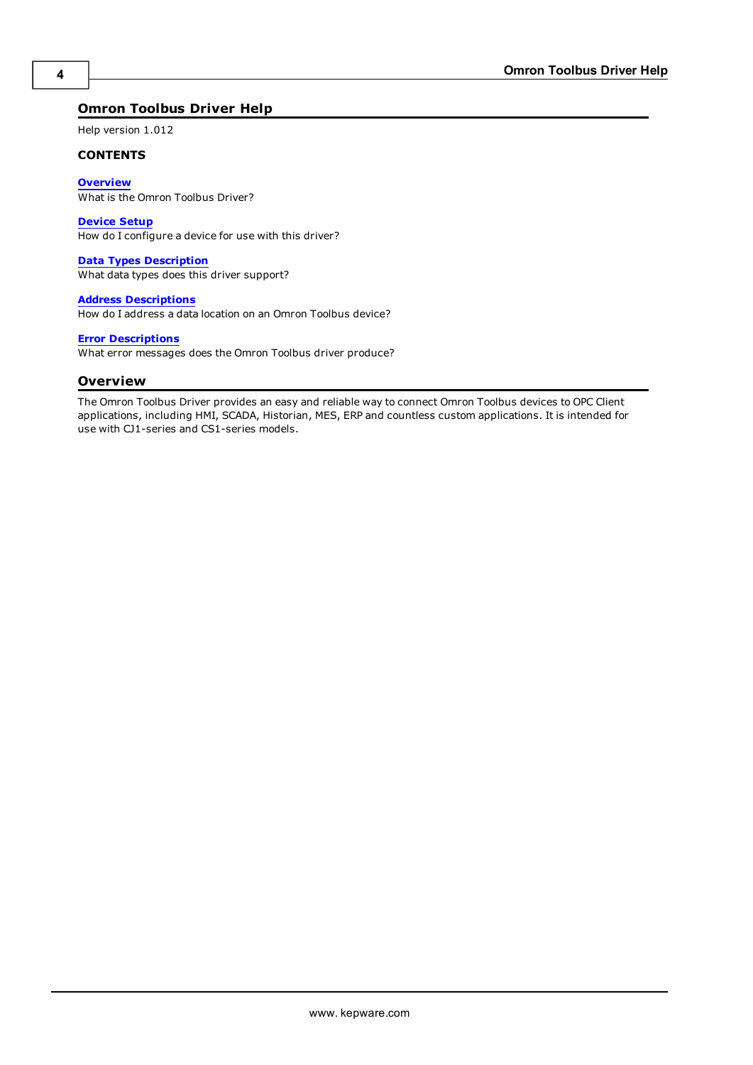# Omron Toolbus Driver Help

Help version 1.012

**CONTENTS**

**Overview**
What is the Omron Toolbus Driver?

**Device Setup**
How do I configure a device for use with this driver?

**Data Types Description**
What data types does this driver support?

**Address Descriptions**
How do I address a data location on an Omron Toolbus device?

**Error Descriptions**
What error messages does the Omron Toolbus driver produce?

## Overview

The Omron Toolbus Driver provides an easy and reliable way to connect Omron Toolbus devices to OPC Client applications, including HMI, SCADA, Historian, MES, ERP and countless custom applications. It is intended for use with CJ1-series and CS1-series models.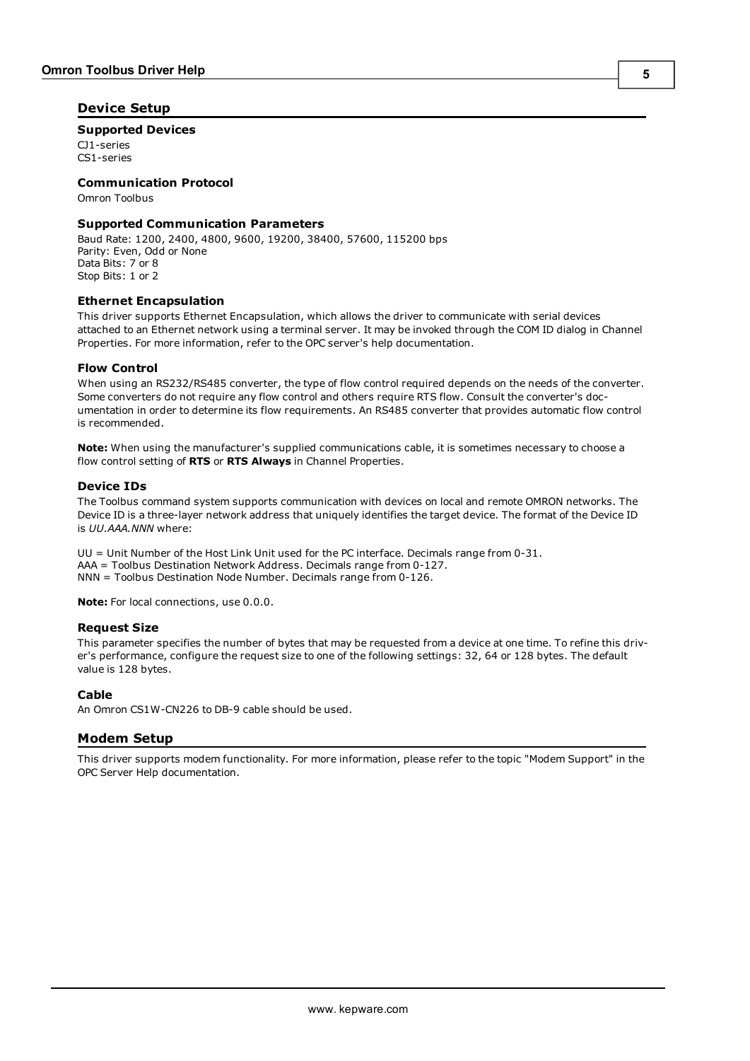## Device Setup

### Supported Devices

CJ1-series
CS1-series

### Communication Protocol

Omron Toolbus

### Supported Communication Parameters

Baud Rate: 1200, 2400, 4800, 9600, 19200, 38400, 57600, 115200 bps
Parity: Even, Odd or None
Data Bits: 7 or 8
Stop Bits: 1 or 2

### Ethernet Encapsulation

This driver supports Ethernet Encapsulation, which allows the driver to communicate with serial devices attached to an Ethernet network using a terminal server. It may be invoked through the COM ID dialog in Channel Properties. For more information, refer to the OPC server's help documentation.

### Flow Control

When using an RS232/RS485 converter, the type of flow control required depends on the needs of the converter. Some converters do not require any flow control and others require RTS flow. Consult the converter's documentation in order to determine its flow requirements. An RS485 converter that provides automatic flow control is recommended.

**Note:** When using the manufacturer's supplied communications cable, it is sometimes necessary to choose a flow control setting of **RTS** or **RTS Always** in Channel Properties.

### Device IDs

The Toolbus command system supports communication with devices on local and remote OMRON networks. The Device ID is a three-layer network address that uniquely identifies the target device. The format of the Device ID is *UU.AAA.NNN* where:

UU = Unit Number of the Host Link Unit used for the PC interface. Decimals range from 0-31.
AAA = Toolbus Destination Network Address. Decimals range from 0-127.
NNN = Toolbus Destination Node Number. Decimals range from 0-126.

**Note:** For local connections, use 0.0.0.

### Request Size

This parameter specifies the number of bytes that may be requested from a device at one time. To refine this driver's performance, configure the request size to one of the following settings: 32, 64 or 128 bytes. The default value is 128 bytes.

### Cable

An Omron CS1W-CN226 to DB-9 cable should be used.

## Modem Setup

This driver supports modem functionality. For more information, please refer to the topic "Modem Support" in the OPC Server Help documentation.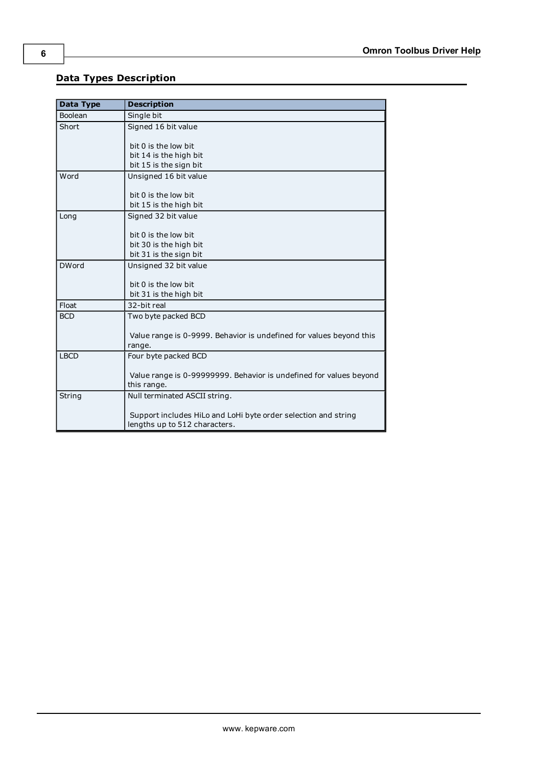## Data Types Description

| Data Type | Description |
|---|---|
| Boolean | Single bit |
| Short | Signed 16 bit value<br><br>bit 0 is the low bit<br>bit 14 is the high bit<br>bit 15 is the sign bit |
| Word | Unsigned 16 bit value<br><br>bit 0 is the low bit<br>bit 15 is the high bit |
| Long | Signed 32 bit value<br><br>bit 0 is the low bit<br>bit 30 is the high bit<br>bit 31 is the sign bit |
| DWord | Unsigned 32 bit value<br><br>bit 0 is the low bit<br>bit 31 is the high bit |
| Float | 32-bit real |
| BCD | Two byte packed BCD<br><br>Value range is 0-9999. Behavior is undefined for values beyond this range. |
| LBCD | Four byte packed BCD<br><br>Value range is 0-99999999. Behavior is undefined for values beyond this range. |
| String | Null terminated ASCII string.<br><br>Support includes HiLo and LoHi byte order selection and string lengths up to 512 characters. |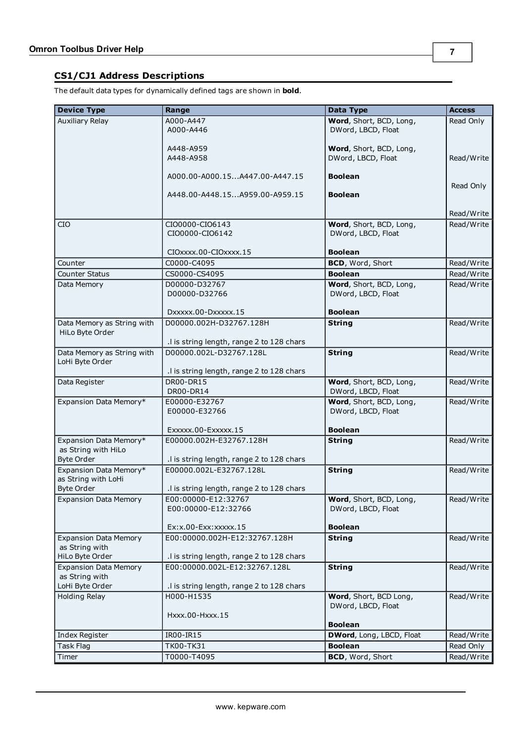## CS1/CJ1 Address Descriptions

The default data types for dynamically defined tags are shown in **bold**.

| Device Type | Range | Data Type | Access |
|---|---|---|---|
| Auxiliary Relay | A000-A447<br>A000-A446<br><br>A448-A959<br>A448-A958<br><br>A000.00-A000.15...A447.00-A447.15<br><br>A448.00-A448.15...A959.00-A959.15 | **Word**, Short, BCD, Long,<br>DWord, LBCD, Float<br><br>**Word**, Short, BCD, Long,<br>DWord, LBCD, Float<br><br>**Boolean**<br><br>**Boolean** | Read Only<br><br><br>Read/Write<br><br>Read Only<br><br>Read/Write |
| CIO | CIO0000-CIO6143<br>CIO0000-CIO6142<br><br>CIOxxxx.00-CIOxxxx.15 | **Word**, Short, BCD, Long,<br>DWord, LBCD, Float<br><br>**Boolean** | Read/Write |
| Counter | C0000-C4095 | **BCD**, Word, Short | Read/Write |
| Counter Status | CS0000-CS4095 | **Boolean** | Read/Write |
| Data Memory | D00000-D32767<br>D00000-D32766<br><br>Dxxxxx.00-Dxxxxx.15 | **Word**, Short, BCD, Long,<br>DWord, LBCD, Float<br><br>**Boolean** | Read/Write |
| Data Memory as String with HiLo Byte Order | D00000.002H-D32767.128H<br><br>.l is string length, range 2 to 128 chars | **String** | Read/Write |
| Data Memory as String with LoHi Byte Order | D00000.002L-D32767.128L<br><br>.l is string length, range 2 to 128 chars | **String** | Read/Write |
| Data Register | DR00-DR15<br>DR00-DR14 | **Word**, Short, BCD, Long,<br>DWord, LBCD, Float | Read/Write |
| Expansion Data Memory* | E00000-E32767<br>E00000-E32766<br><br>Exxxxx.00-Exxxxx.15 | **Word**, Short, BCD, Long,<br>DWord, LBCD, Float<br><br>**Boolean** | Read/Write |
| Expansion Data Memory* as String with HiLo Byte Order | E00000.002H-E32767.128H<br><br>.l is string length, range 2 to 128 chars | **String** | Read/Write |
| Expansion Data Memory* as String with LoHi Byte Order | E00000.002L-E32767.128L<br><br>.l is string length, range 2 to 128 chars | **String** | Read/Write |
| Expansion Data Memory | E00:00000-E12:32767<br>E00:00000-E12:32766<br><br>Ex:x.00-Exx:xxxxx.15 | **Word**, Short, BCD, Long,<br>DWord, LBCD, Float<br><br>**Boolean** | Read/Write |
| Expansion Data Memory as String with HiLo Byte Order | E00:00000.002H-E12:32767.128H<br><br>.l is string length, range 2 to 128 chars | **String** | Read/Write |
| Expansion Data Memory as String with LoHi Byte Order | E00:00000.002L-E12:32767.128L<br><br>.l is string length, range 2 to 128 chars | **String** | Read/Write |
| Holding Relay | H000-H1535<br><br>Hxxx.00-Hxxx.15 | **Word**, Short, BCD Long,<br>DWord, LBCD, Float<br><br>**Boolean** | Read/Write |
| Index Register | IR00-IR15 | **DWord**, Long, LBCD, Float | Read/Write |
| Task Flag | TK00-TK31 | **Boolean** | Read Only |
| Timer | T0000-T4095 | **BCD**, Word, Short | Read/Write |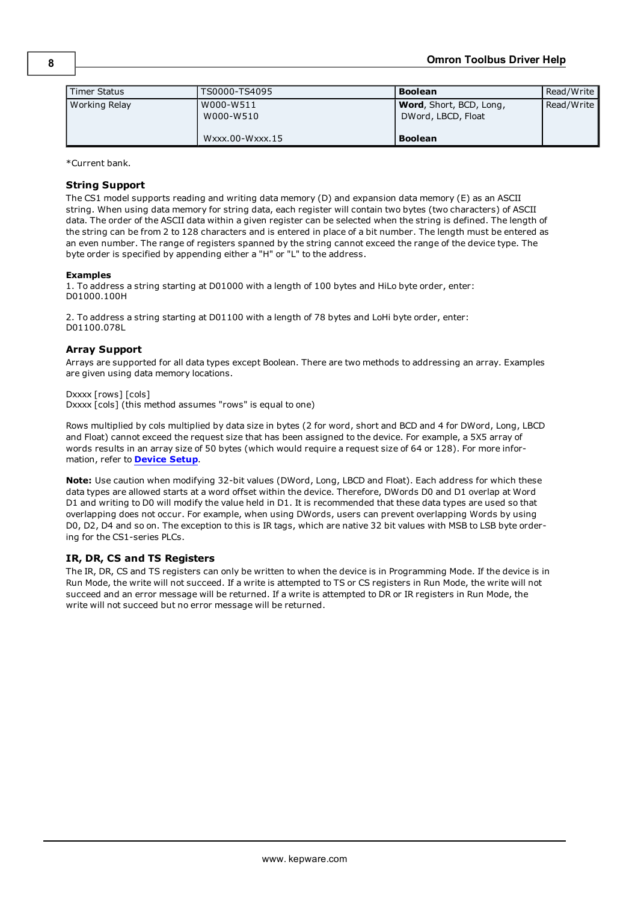| Timer Status | TS0000-TS4095 | **Boolean** | Read/Write |
|---|---|---|---|
| Working Relay | W000-W511<br>W000-W510<br><br>Wxxx.00-Wxxx.15 | **Word**, Short, BCD, Long,<br>DWord, LBCD, Float<br><br>**Boolean** | Read/Write |

*Current bank.

### String Support

The CS1 model supports reading and writing data memory (D) and expansion data memory (E) as an ASCII string. When using data memory for string data, each register will contain two bytes (two characters) of ASCII data. The order of the ASCII data within a given register can be selected when the string is defined. The length of the string can be from 2 to 128 characters and is entered in place of a bit number. The length must be entered as an even number. The range of registers spanned by the string cannot exceed the range of the device type. The byte order is specified by appending either a "H" or "L" to the address.

#### Examples

1. To address a string starting at D01000 with a length of 100 bytes and HiLo byte order, enter:
D01000.100H

2. To address a string starting at D01100 with a length of 78 bytes and LoHi byte order, enter:
D01100.078L

### Array Support

Arrays are supported for all data types except Boolean. There are two methods to addressing an array. Examples are given using data memory locations.

Dxxxx [rows] [cols]
Dxxxx [cols] (this method assumes "rows" is equal to one)

Rows multiplied by cols multiplied by data size in bytes (2 for word, short and BCD and 4 for DWord, Long, LBCD and Float) cannot exceed the request size that has been assigned to the device. For example, a 5X5 array of words results in an array size of 50 bytes (which would require a request size of 64 or 128). For more information, refer to **Device Setup**.

**Note:** Use caution when modifying 32-bit values (DWord, Long, LBCD and Float). Each address for which these data types are allowed starts at a word offset within the device. Therefore, DWords D0 and D1 overlap at Word D1 and writing to D0 will modify the value held in D1. It is recommended that these data types are used so that overlapping does not occur. For example, when using DWords, users can prevent overlapping Words by using D0, D2, D4 and so on. The exception to this is IR tags, which are native 32 bit values with MSB to LSB byte ordering for the CS1-series PLCs.

### IR, DR, CS and TS Registers

The IR, DR, CS and TS registers can only be written to when the device is in Programming Mode. If the device is in Run Mode, the write will not succeed. If a write is attempted to TS or CS registers in Run Mode, the write will not succeed and an error message will be returned. If a write is attempted to DR or IR registers in Run Mode, the write will not succeed but no error message will be returned.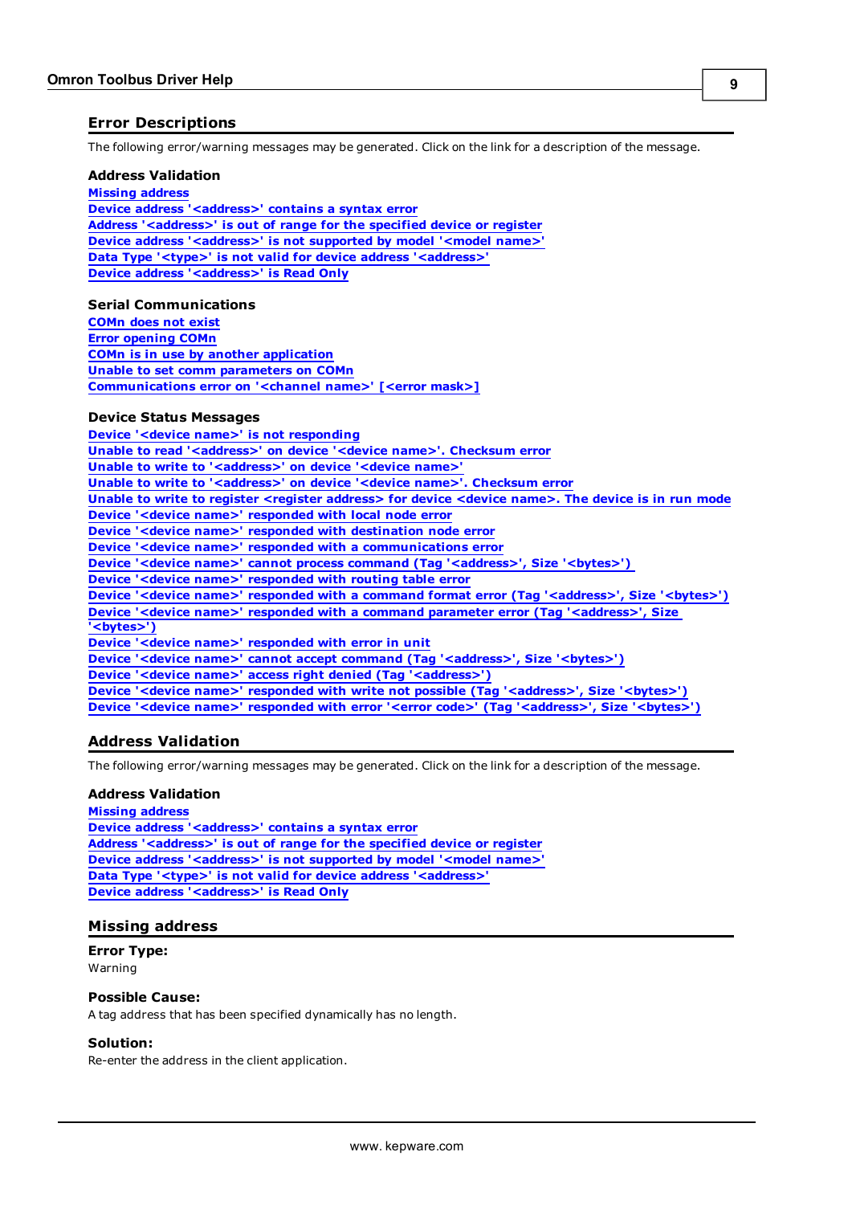## Error Descriptions

The following error/warning messages may be generated. Click on the link for a description of the message.

### Address Validation

Missing address
Device address '<address>' contains a syntax error
Address '<address>' is out of range for the specified device or register
Device address '<address>' is not supported by model '<model name>'
Data Type '<type>' is not valid for device address '<address>'
Device address '<address>' is Read Only

### Serial Communications

COMn does not exist
Error opening COMn
COMn is in use by another application
Unable to set comm parameters on COMn
Communications error on '<channel name>' [<error mask>]

### Device Status Messages

Device '<device name>' is not responding
Unable to read '<address>' on device '<device name>'. Checksum error
Unable to write to '<address>' on device '<device name>'
Unable to write to '<address>' on device '<device name>'. Checksum error
Unable to write to register <register address> for device <device name>. The device is in run mode
Device '<device name>' responded with local node error
Device '<device name>' responded with destination node error
Device '<device name>' responded with a communications error
Device '<device name>' cannot process command (Tag '<address>', Size '<bytes>')
Device '<device name>' responded with routing table error
Device '<device name>' responded with a command format error (Tag '<address>', Size '<bytes>')
Device '<device name>' responded with a command parameter error (Tag '<address>', Size '<bytes>')
Device '<device name>' responded with error in unit
Device '<device name>' cannot accept command (Tag '<address>', Size '<bytes>')
Device '<device name>' access right denied (Tag '<address>')
Device '<device name>' responded with write not possible (Tag '<address>', Size '<bytes>')
Device '<device name>' responded with error '<error code>' (Tag '<address>', Size '<bytes>')

## Address Validation

The following error/warning messages may be generated. Click on the link for a description of the message.

### Address Validation

Missing address
Device address '<address>' contains a syntax error
Address '<address>' is out of range for the specified device or register
Device address '<address>' is not supported by model '<model name>'
Data Type '<type>' is not valid for device address '<address>'
Device address '<address>' is Read Only

## Missing address

**Error Type:**
Warning

**Possible Cause:**
A tag address that has been specified dynamically has no length.

**Solution:**
Re-enter the address in the client application.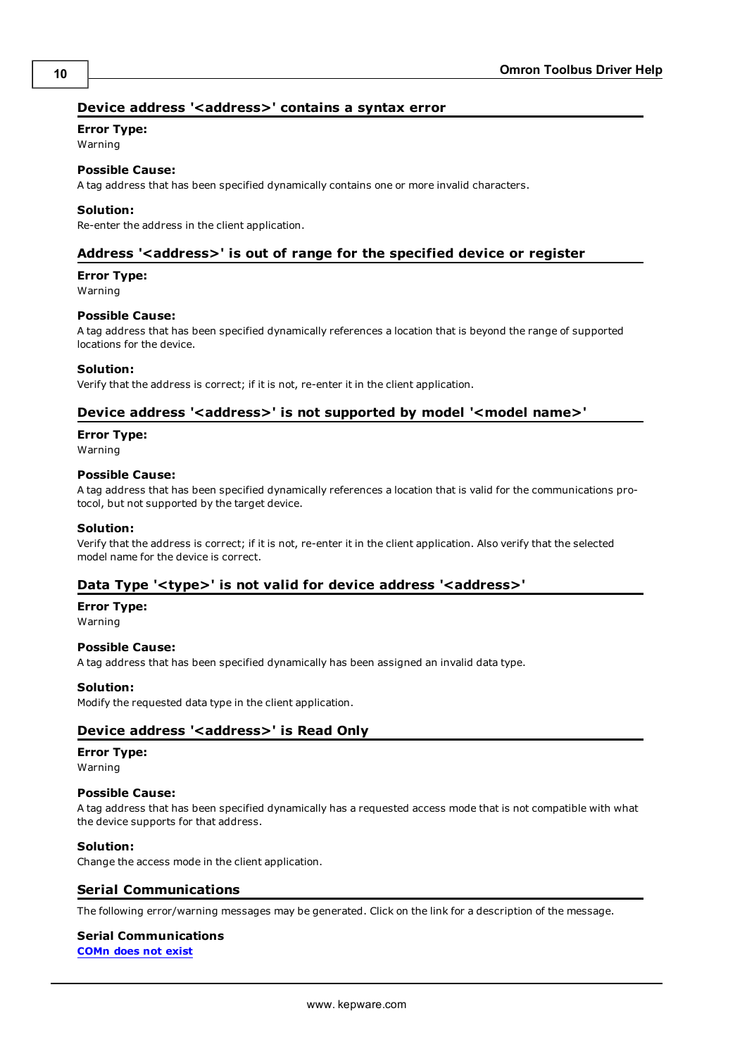## Device address '<address>' contains a syntax error

**Error Type:**
Warning

**Possible Cause:**
A tag address that has been specified dynamically contains one or more invalid characters.

**Solution:**
Re-enter the address in the client application.

## Address '<address>' is out of range for the specified device or register

**Error Type:**
Warning

**Possible Cause:**
A tag address that has been specified dynamically references a location that is beyond the range of supported locations for the device.

**Solution:**
Verify that the address is correct; if it is not, re-enter it in the client application.

## Device address '<address>' is not supported by model '<model name>'

**Error Type:**
Warning

**Possible Cause:**
A tag address that has been specified dynamically references a location that is valid for the communications protocol, but not supported by the target device.

**Solution:**
Verify that the address is correct; if it is not, re-enter it in the client application. Also verify that the selected model name for the device is correct.

## Data Type '<type>' is not valid for device address '<address>'

**Error Type:**
Warning

**Possible Cause:**
A tag address that has been specified dynamically has been assigned an invalid data type.

**Solution:**
Modify the requested data type in the client application.

## Device address '<address>' is Read Only

**Error Type:**
Warning

**Possible Cause:**
A tag address that has been specified dynamically has a requested access mode that is not compatible with what the device supports for that address.

**Solution:**
Change the access mode in the client application.

## Serial Communications

The following error/warning messages may be generated. Click on the link for a description of the message.

**Serial Communications**
**COMn does not exist**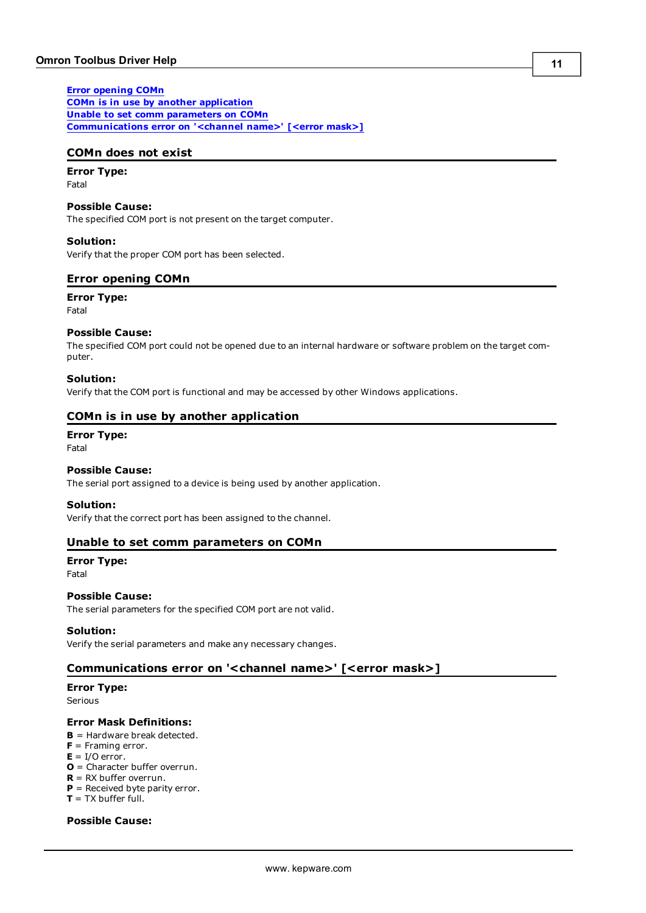[Error opening COMn](#error-opening-comn)
[COMn is in use by another application](#comn-is-in-use-by-another-application)
[Unable to set comm parameters on COMn](#unable-to-set-comm-parameters-on-comn)
[Communications error on '<channel name>' [<error mask>]](#communications-error-on-channel-name-error-mask)

## COMn does not exist

**Error Type:**
Fatal

**Possible Cause:**
The specified COM port is not present on the target computer.

**Solution:**
Verify that the proper COM port has been selected.

## Error opening COMn

**Error Type:**
Fatal

**Possible Cause:**
The specified COM port could not be opened due to an internal hardware or software problem on the target computer.

**Solution:**
Verify that the COM port is functional and may be accessed by other Windows applications.

## COMn is in use by another application

**Error Type:**
Fatal

**Possible Cause:**
The serial port assigned to a device is being used by another application.

**Solution:**
Verify that the correct port has been assigned to the channel.

## Unable to set comm parameters on COMn

**Error Type:**
Fatal

**Possible Cause:**
The serial parameters for the specified COM port are not valid.

**Solution:**
Verify the serial parameters and make any necessary changes.

## Communications error on '<channel name>' [<error mask>]

**Error Type:**
Serious

**Error Mask Definitions:**
**B** = Hardware break detected.
**F** = Framing error.
**E** = I/O error.
**O** = Character buffer overrun.
**R** = RX buffer overrun.
**P** = Received byte parity error.
**T** = TX buffer full.

**Possible Cause:**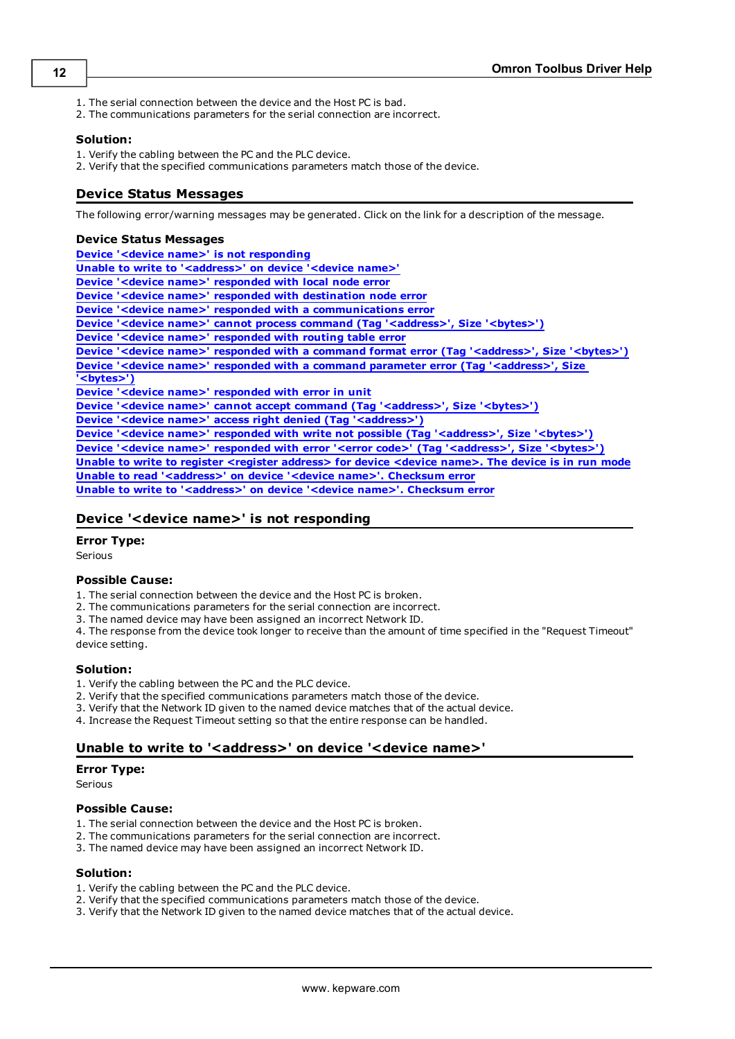1. The serial connection between the device and the Host PC is bad.
2. The communications parameters for the serial connection are incorrect.

**Solution:**

1. Verify the cabling between the PC and the PLC device.
2. Verify that the specified communications parameters match those of the device.

## Device Status Messages

The following error/warning messages may be generated. Click on the link for a description of the message.

**Device Status Messages**

**Device '<device name>' is not responding**
**Unable to write to '<address>' on device '<device name>'**
**Device '<device name>' responded with local node error**
**Device '<device name>' responded with destination node error**
**Device '<device name>' responded with a communications error**
**Device '<device name>' cannot process command (Tag '<address>', Size '<bytes>')**
**Device '<device name>' responded with routing table error**
**Device '<device name>' responded with a command format error (Tag '<address>', Size '<bytes>')**
**Device '<device name>' responded with a command parameter error (Tag '<address>', Size '<bytes>')**
**Device '<device name>' responded with error in unit**
**Device '<device name>' cannot accept command (Tag '<address>', Size '<bytes>')**
**Device '<device name>' access right denied (Tag '<address>')**
**Device '<device name>' responded with write not possible (Tag '<address>', Size '<bytes>')**
**Device '<device name>' responded with error '<error code>' (Tag '<address>', Size '<bytes>')**
**Unable to write to register <register address> for device <device name>. The device is in run mode**
**Unable to read '<address>' on device '<device name>'. Checksum error**
**Unable to write to '<address>' on device '<device name>'. Checksum error**

## Device '<device name>' is not responding

**Error Type:**
Serious

**Possible Cause:**

1. The serial connection between the device and the Host PC is broken.
2. The communications parameters for the serial connection are incorrect.
3. The named device may have been assigned an incorrect Network ID.
4. The response from the device took longer to receive than the amount of time specified in the "Request Timeout" device setting.

**Solution:**

1. Verify the cabling between the PC and the PLC device.
2. Verify that the specified communications parameters match those of the device.
3. Verify that the Network ID given to the named device matches that of the actual device.
4. Increase the Request Timeout setting so that the entire response can be handled.

## Unable to write to '<address>' on device '<device name>'

**Error Type:**
Serious

**Possible Cause:**

1. The serial connection between the device and the Host PC is broken.
2. The communications parameters for the serial connection are incorrect.
3. The named device may have been assigned an incorrect Network ID.

**Solution:**

1. Verify the cabling between the PC and the PLC device.
2. Verify that the specified communications parameters match those of the device.
3. Verify that the Network ID given to the named device matches that of the actual device.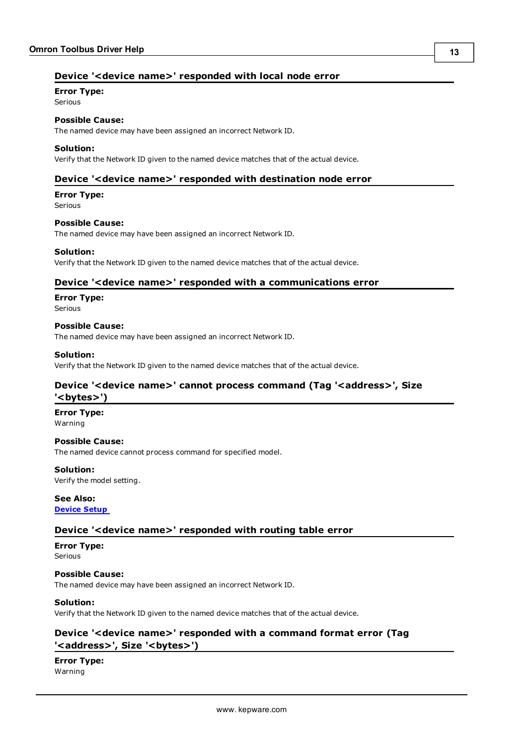### Device '<device name>' responded with local node error

**Error Type:**
Serious

**Possible Cause:**
The named device may have been assigned an incorrect Network ID.

**Solution:**
Verify that the Network ID given to the named device matches that of the actual device.

### Device '<device name>' responded with destination node error

**Error Type:**
Serious

**Possible Cause:**
The named device may have been assigned an incorrect Network ID.

**Solution:**
Verify that the Network ID given to the named device matches that of the actual device.

### Device '<device name>' responded with a communications error

**Error Type:**
Serious

**Possible Cause:**
The named device may have been assigned an incorrect Network ID.

**Solution:**
Verify that the Network ID given to the named device matches that of the actual device.

### Device '<device name>' cannot process command (Tag '<address>', Size '<bytes>')

**Error Type:**
Warning

**Possible Cause:**
The named device cannot process command for specified model.

**Solution:**
Verify the model setting.

**See Also:**
Device Setup

### Device '<device name>' responded with routing table error

**Error Type:**
Serious

**Possible Cause:**
The named device may have been assigned an incorrect Network ID.

**Solution:**
Verify that the Network ID given to the named device matches that of the actual device.

### Device '<device name>' responded with a command format error (Tag '<address>', Size '<bytes>')

**Error Type:**
Warning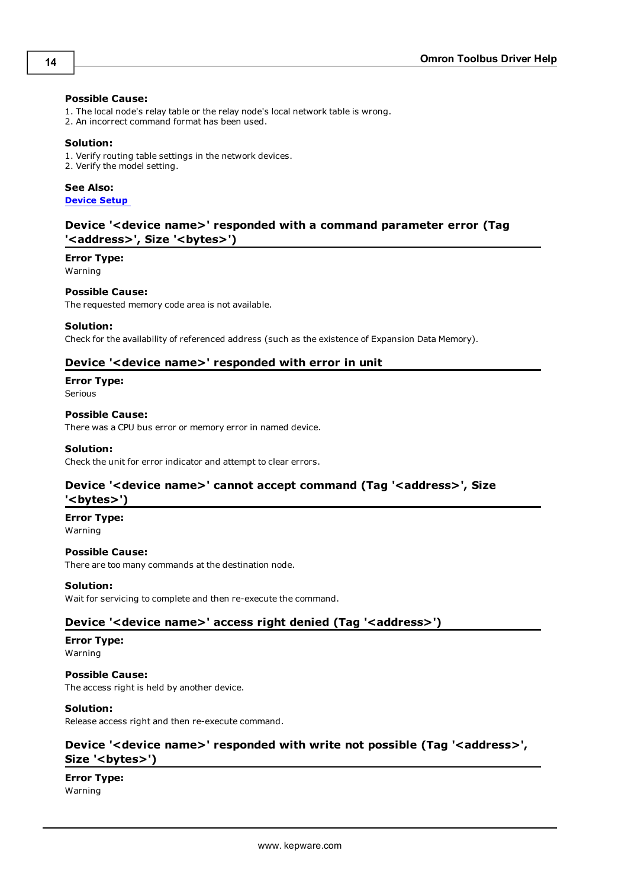**Possible Cause:**
1. The local node's relay table or the relay node's local network table is wrong.
2. An incorrect command format has been used.

**Solution:**
1. Verify routing table settings in the network devices.
2. Verify the model setting.

**See Also:**
Device Setup

### Device '<device name>' responded with a command parameter error (Tag '<address>', Size '<bytes>')

**Error Type:**
Warning

**Possible Cause:**
The requested memory code area is not available.

**Solution:**
Check for the availability of referenced address (such as the existence of Expansion Data Memory).

### Device '<device name>' responded with error in unit

**Error Type:**
Serious

**Possible Cause:**
There was a CPU bus error or memory error in named device.

**Solution:**
Check the unit for error indicator and attempt to clear errors.

### Device '<device name>' cannot accept command (Tag '<address>', Size '<bytes>')

**Error Type:**
Warning

**Possible Cause:**
There are too many commands at the destination node.

**Solution:**
Wait for servicing to complete and then re-execute the command.

### Device '<device name>' access right denied (Tag '<address>')

**Error Type:**
Warning

**Possible Cause:**
The access right is held by another device.

**Solution:**
Release access right and then re-execute command.

### Device '<device name>' responded with write not possible (Tag '<address>', Size '<bytes>')

**Error Type:**
Warning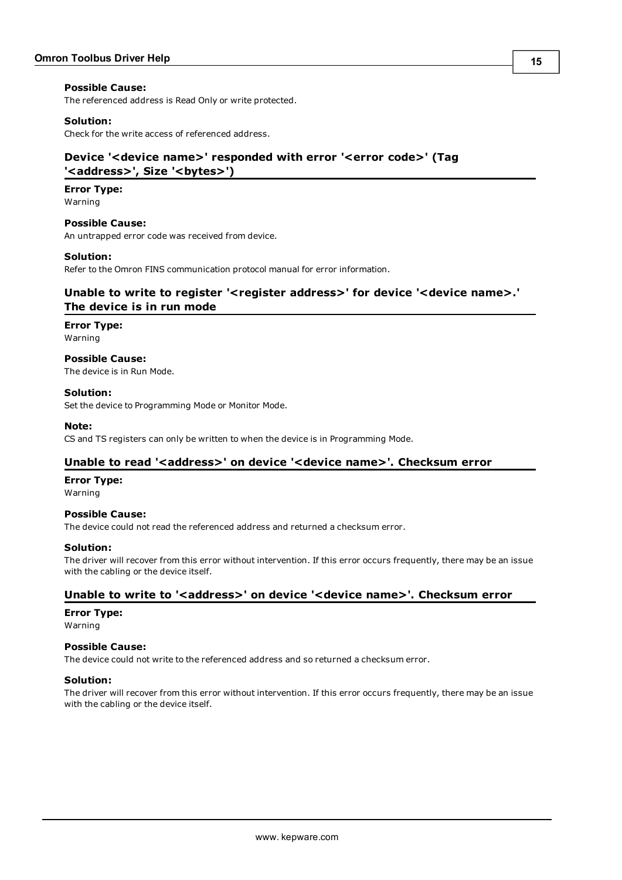**Possible Cause:**
The referenced address is Read Only or write protected.

**Solution:**
Check for the write access of referenced address.

## Device '<device name>' responded with error '<error code>' (Tag '<address>', Size '<bytes>')

**Error Type:**
Warning

**Possible Cause:**
An untrapped error code was received from device.

**Solution:**
Refer to the Omron FINS communication protocol manual for error information.

## Unable to write to register '<register address>' for device '<device name>.' The device is in run mode

**Error Type:**
Warning

**Possible Cause:**
The device is in Run Mode.

**Solution:**
Set the device to Programming Mode or Monitor Mode.

**Note:**
CS and TS registers can only be written to when the device is in Programming Mode.

## Unable to read '<address>' on device '<device name>'. Checksum error

**Error Type:**
Warning

**Possible Cause:**
The device could not read the referenced address and returned a checksum error.

**Solution:**
The driver will recover from this error without intervention. If this error occurs frequently, there may be an issue with the cabling or the device itself.

## Unable to write to '<address>' on device '<device name>'. Checksum error

**Error Type:**
Warning

**Possible Cause:**
The device could not write to the referenced address and so returned a checksum error.

**Solution:**
The driver will recover from this error without intervention. If this error occurs frequently, there may be an issue with the cabling or the device itself.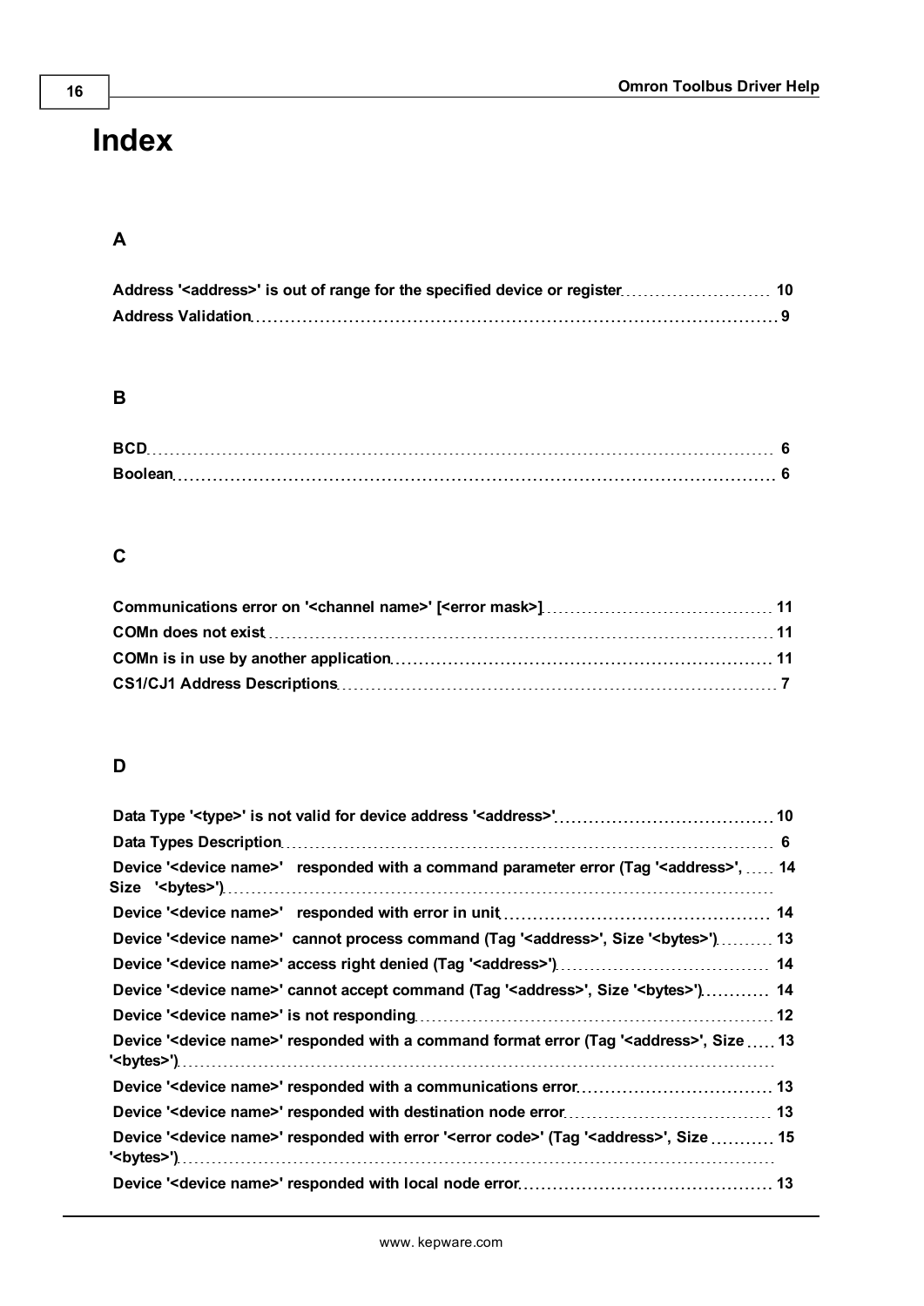# Index

## A

Address '<address>' is out of range for the specified device or register ........ 10
Address Validation ........ 9

## B

BCD ........ 6
Boolean ........ 6

## C

Communications error on '<channel name>' [<error mask>] ........ 11
COMn does not exist ........ 11
COMn is in use by another application ........ 11
CS1/CJ1 Address Descriptions ........ 7

## D

Data Type '<type>' is not valid for device address '<address>' ........ 10
Data Types Description ........ 6
Device '<device name>'   responded with a command parameter error (Tag '<address>', Size   '<bytes>') ........ 14
Device '<device name>'   responded with error in unit ........ 14
Device '<device name>'  cannot process command (Tag '<address>', Size '<bytes>') ........ 13
Device '<device name>' access right denied (Tag '<address>') ........ 14
Device '<device name>' cannot accept command (Tag '<address>', Size '<bytes>') ........ 14
Device '<device name>' is not responding ........ 12
Device '<device name>' responded with a command format error (Tag '<address>', Size '<bytes>') ........ 13
Device '<device name>' responded with a communications error ........ 13
Device '<device name>' responded with destination node error ........ 13
Device '<device name>' responded with error '<error code>' (Tag '<address>', Size '<bytes>') ........ 15
Device '<device name>' responded with local node error ........ 13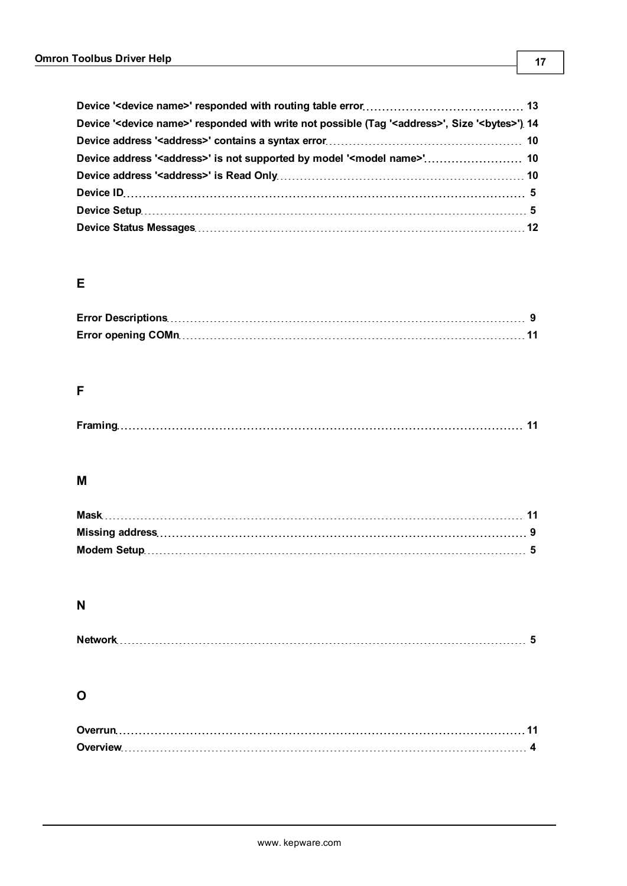**Device '<device name>' responded with routing table error** ........ 13
**Device '<device name>' responded with write not possible (Tag '<address>', Size '<bytes>')** 14
**Device address '<address>' contains a syntax error** ........ 10
**Device address '<address>' is not supported by model '<model name>'** ........ 10
**Device address '<address>' is Read Only** ........ 10
**Device ID** ........ 5
**Device Setup** ........ 5
**Device Status Messages** ........ 12

## E

**Error Descriptions** ........ 9
**Error opening COMn** ........ 11

## F

**Framing** ........ 11

## M

**Mask** ........ 11
**Missing address** ........ 9
**Modem Setup** ........ 5

## N

**Network** ........ 5

## O

**Overrun** ........ 11
**Overview** ........ 4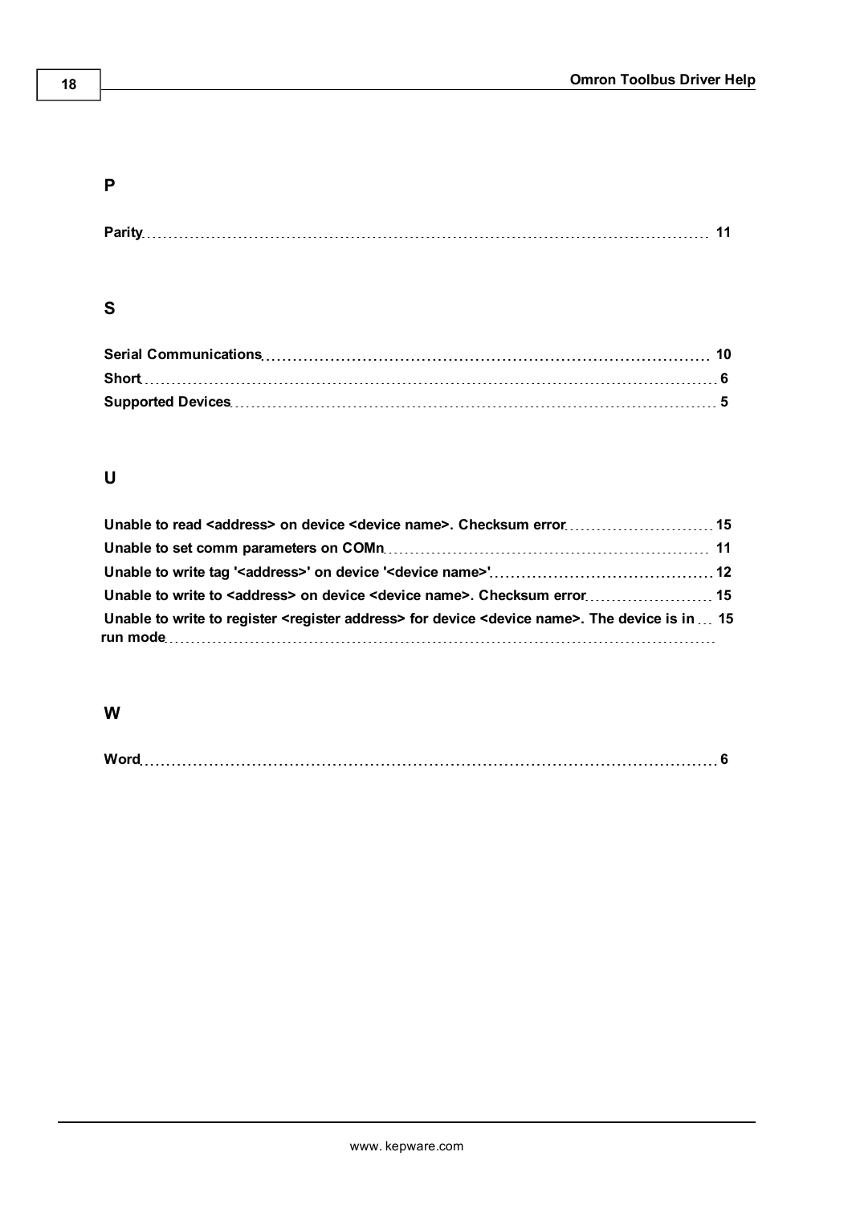## P

**Parity** ........ 11

## S

**Serial Communications** ........ 10

**Short** ........ 6

**Supported Devices** ........ 5

## U

**Unable to read <address> on device <device name>. Checksum error** ........ 15

**Unable to set comm parameters on COMn** ........ 11

**Unable to write tag '<address>' on device '<device name>'** ........ 12

**Unable to write to <address> on device <device name>. Checksum error** ........ 15

**Unable to write to register <register address> for device <device name>. The device is in run mode** ........ 15

## W

**Word** ........ 6